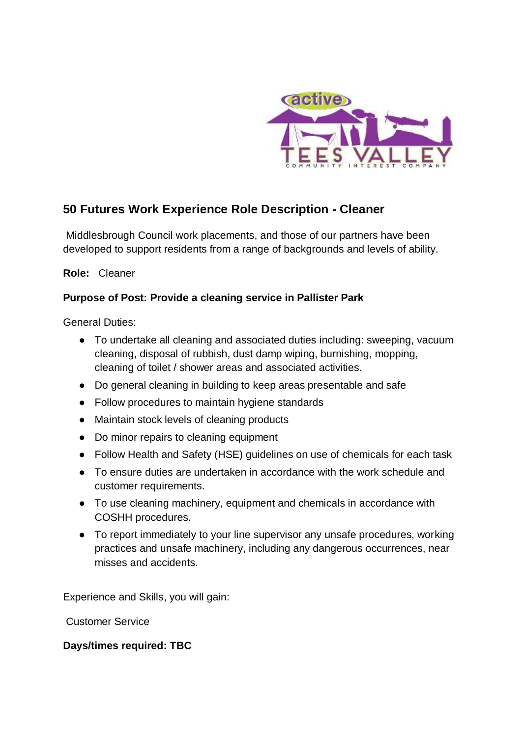## 50 Futures Work Experience Role Description - Cleaner

Middlesbrough Council work placements, and those of our partners have been developed to support residents from a range of backgrounds and levels of ability.

**Role:** Cleaner

**Purpose of Post: Provide a cleaning service in Pallister Park**

General Duties:

- To undertake all cleaning and associated duties including: sweeping, vacuum cleaning, disposal of rubbish, dust damp wiping, burnishing, mopping, cleaning of toilet / shower areas and associated activities.
- Do general cleaning in building to keep areas presentable and safe
- Follow procedures to maintain hygiene standards
- Maintain stock levels of cleaning products
- Do minor repairs to cleaning equipment
- Follow Health and Safety (HSE) guidelines on use of chemicals for each task
- To ensure duties are undertaken in accordance with the work schedule and customer requirements.
- To use cleaning machinery, equipment and chemicals in accordance with COSHH procedures.
- To report immediately to your line supervisor any unsafe procedures, working practices and unsafe machinery, including any dangerous occurrences, near misses and accidents.

Experience and Skills, you will gain:

Customer Service

**Days/times required: TBC**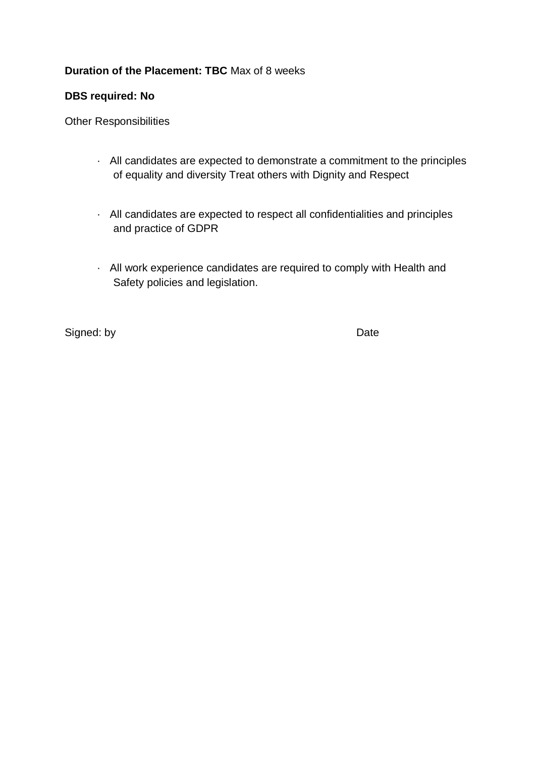**Duration of the Placement: TBC** Max of 8 weeks

**DBS required: No**

Other Responsibilities

- All candidates are expected to demonstrate a commitment to the principles of equality and diversity Treat others with Dignity and Respect

- All candidates are expected to respect all confidentialities and principles and practice of GDPR

- All work experience candidates are required to comply with Health and Safety policies and legislation.

Signed: by Date